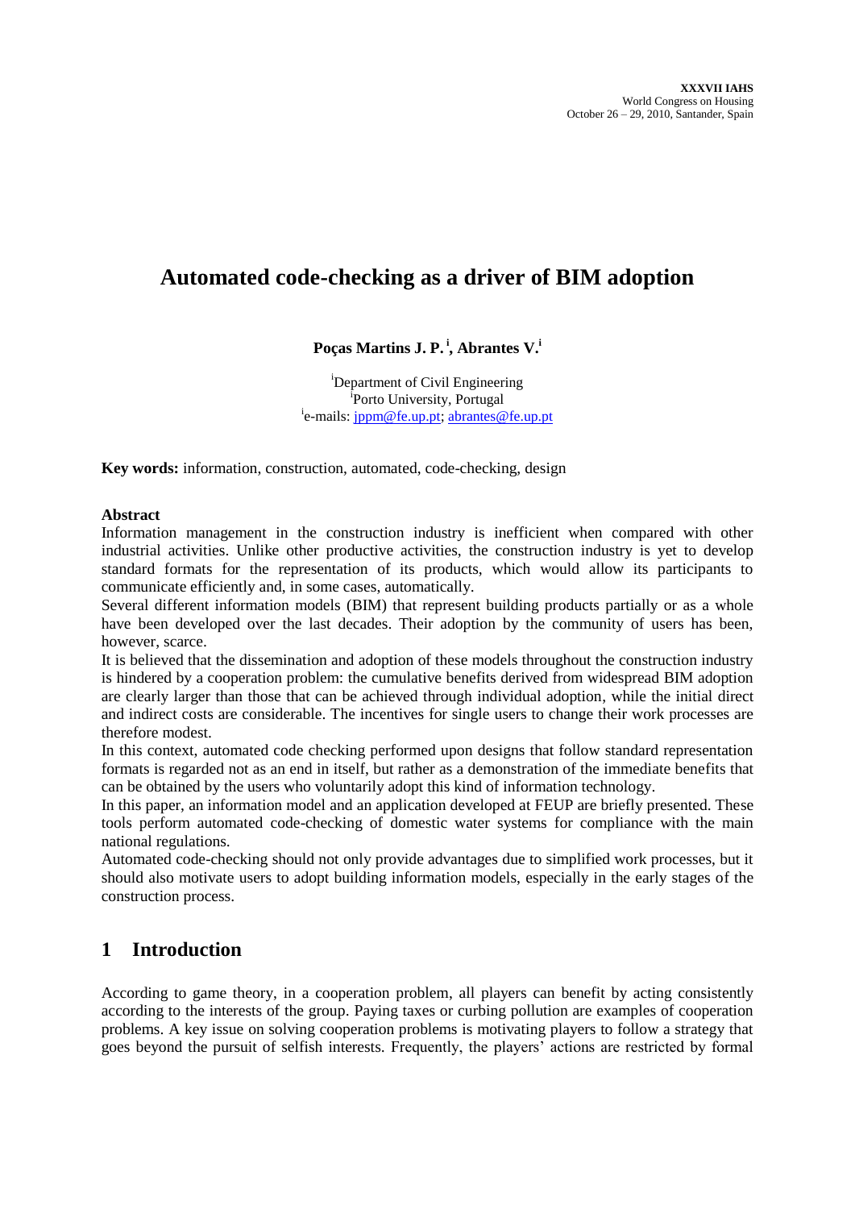# Automated code-checking as a driver of BIM adoption

**Poças Martins J. P.[i], Abrantes V.[i]**

[i]Department of Civil Engineering
[i]Porto University, Portugal
[i]e-mails: jppm@fe.up.pt; abrantes@fe.up.pt

**Key words:** information, construction, automated, code-checking, design

**Abstract**

Information management in the construction industry is inefficient when compared with other industrial activities. Unlike other productive activities, the construction industry is yet to develop standard formats for the representation of its products, which would allow its participants to communicate efficiently and, in some cases, automatically.

Several different information models (BIM) that represent building products partially or as a whole have been developed over the last decades. Their adoption by the community of users has been, however, scarce.

It is believed that the dissemination and adoption of these models throughout the construction industry is hindered by a cooperation problem: the cumulative benefits derived from widespread BIM adoption are clearly larger than those that can be achieved through individual adoption, while the initial direct and indirect costs are considerable. The incentives for single users to change their work processes are therefore modest.

In this context, automated code checking performed upon designs that follow standard representation formats is regarded not as an end in itself, but rather as a demonstration of the immediate benefits that can be obtained by the users who voluntarily adopt this kind of information technology.

In this paper, an information model and an application developed at FEUP are briefly presented. These tools perform automated code-checking of domestic water systems for compliance with the main national regulations.

Automated code-checking should not only provide advantages due to simplified work processes, but it should also motivate users to adopt building information models, especially in the early stages of the construction process.

## 1 Introduction

According to game theory, in a cooperation problem, all players can benefit by acting consistently according to the interests of the group. Paying taxes or curbing pollution are examples of cooperation problems. A key issue on solving cooperation problems is motivating players to follow a strategy that goes beyond the pursuit of selfish interests. Frequently, the players' actions are restricted by formal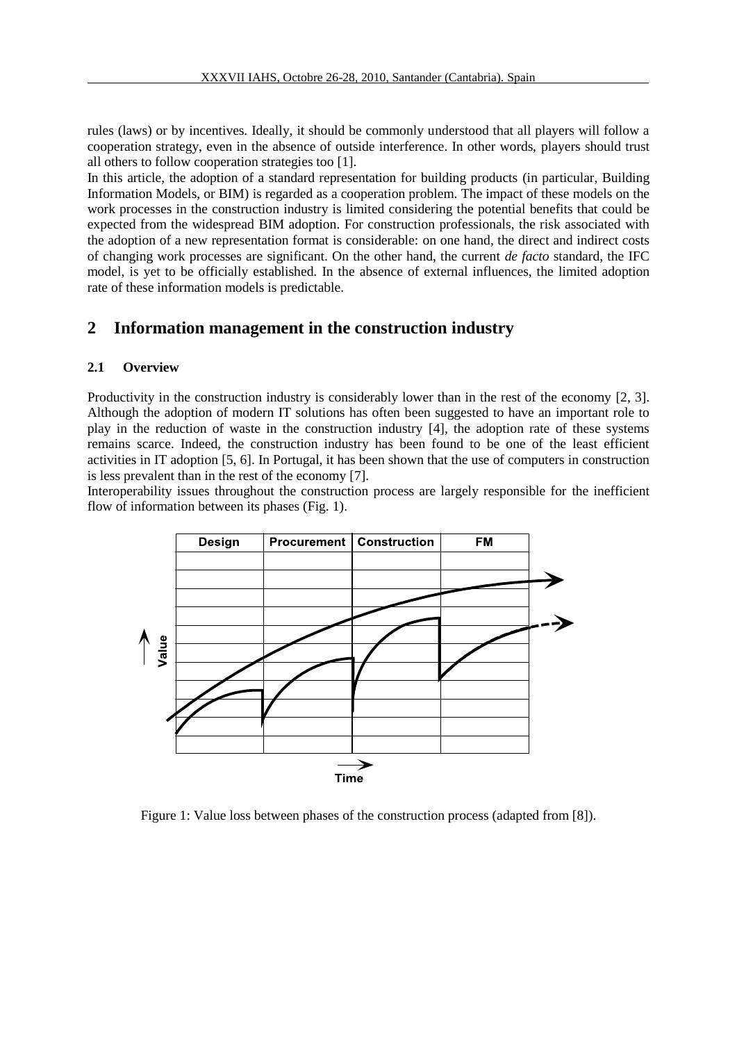rules (laws) or by incentives. Ideally, it should be commonly understood that all players will follow a cooperation strategy, even in the absence of outside interference. In other words, players should trust all others to follow cooperation strategies too [1].

In this article, the adoption of a standard representation for building products (in particular, Building Information Models, or BIM) is regarded as a cooperation problem. The impact of these models on the work processes in the construction industry is limited considering the potential benefits that could be expected from the widespread BIM adoption. For construction professionals, the risk associated with the adoption of a new representation format is considerable: on one hand, the direct and indirect costs of changing work processes are significant. On the other hand, the current *de facto* standard, the IFC model, is yet to be officially established. In the absence of external influences, the limited adoption rate of these information models is predictable.

## 2 Information management in the construction industry

### 2.1 Overview

Productivity in the construction industry is considerably lower than in the rest of the economy [2, 3]. Although the adoption of modern IT solutions has often been suggested to have an important role to play in the reduction of waste in the construction industry [4], the adoption rate of these systems remains scarce. Indeed, the construction industry has been found to be one of the least efficient activities in IT adoption [5, 6]. In Portugal, it has been shown that the use of computers in construction is less prevalent than in the rest of the economy [7].

Interoperability issues throughout the construction process are largely responsible for the inefficient flow of information between its phases (Fig. 1).

Figure 1: Value loss between phases of the construction process (adapted from [8]).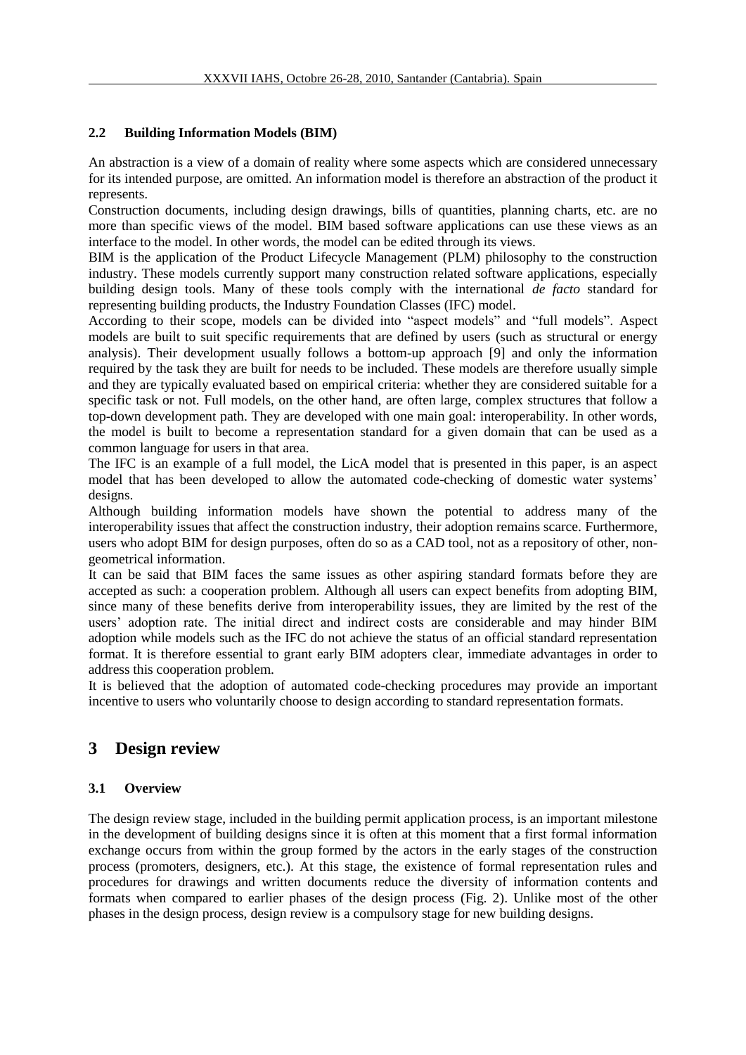### 2.2 Building Information Models (BIM)

An abstraction is a view of a domain of reality where some aspects which are considered unnecessary for its intended purpose, are omitted. An information model is therefore an abstraction of the product it represents.

Construction documents, including design drawings, bills of quantities, planning charts, etc. are no more than specific views of the model. BIM based software applications can use these views as an interface to the model. In other words, the model can be edited through its views.

BIM is the application of the Product Lifecycle Management (PLM) philosophy to the construction industry. These models currently support many construction related software applications, especially building design tools. Many of these tools comply with the international *de facto* standard for representing building products, the Industry Foundation Classes (IFC) model.

According to their scope, models can be divided into "aspect models" and "full models". Aspect models are built to suit specific requirements that are defined by users (such as structural or energy analysis). Their development usually follows a bottom-up approach [9] and only the information required by the task they are built for needs to be included. These models are therefore usually simple and they are typically evaluated based on empirical criteria: whether they are considered suitable for a specific task or not. Full models, on the other hand, are often large, complex structures that follow a top-down development path. They are developed with one main goal: interoperability. In other words, the model is built to become a representation standard for a given domain that can be used as a common language for users in that area.

The IFC is an example of a full model, the LicA model that is presented in this paper, is an aspect model that has been developed to allow the automated code-checking of domestic water systems' designs.

Although building information models have shown the potential to address many of the interoperability issues that affect the construction industry, their adoption remains scarce. Furthermore, users who adopt BIM for design purposes, often do so as a CAD tool, not as a repository of other, non-geometrical information.

It can be said that BIM faces the same issues as other aspiring standard formats before they are accepted as such: a cooperation problem. Although all users can expect benefits from adopting BIM, since many of these benefits derive from interoperability issues, they are limited by the rest of the users' adoption rate. The initial direct and indirect costs are considerable and may hinder BIM adoption while models such as the IFC do not achieve the status of an official standard representation format. It is therefore essential to grant early BIM adopters clear, immediate advantages in order to address this cooperation problem.

It is believed that the adoption of automated code-checking procedures may provide an important incentive to users who voluntarily choose to design according to standard representation formats.

## 3 Design review

### 3.1 Overview

The design review stage, included in the building permit application process, is an important milestone in the development of building designs since it is often at this moment that a first formal information exchange occurs from within the group formed by the actors in the early stages of the construction process (promoters, designers, etc.). At this stage, the existence of formal representation rules and procedures for drawings and written documents reduce the diversity of information contents and formats when compared to earlier phases of the design process (Fig. 2). Unlike most of the other phases in the design process, design review is a compulsory stage for new building designs.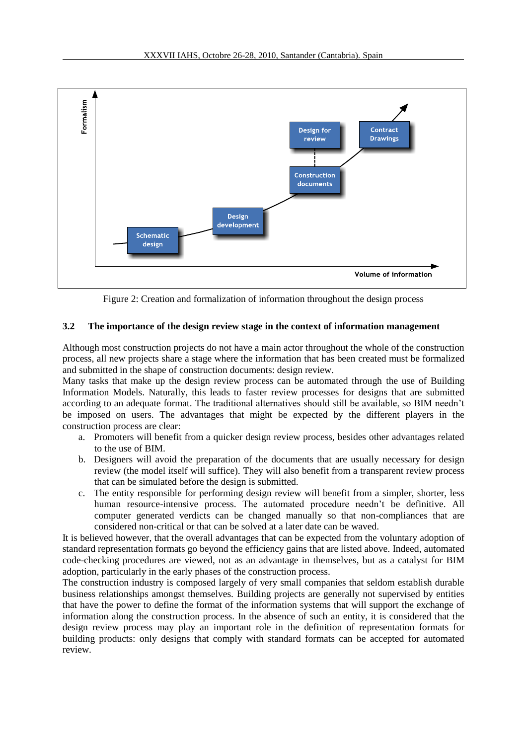Figure 2: Creation and formalization of information throughout the design process

### 3.2 The importance of the design review stage in the context of information management

Although most construction projects do not have a main actor throughout the whole of the construction process, all new projects share a stage where the information that has been created must be formalized and submitted in the shape of construction documents: design review.

Many tasks that make up the design review process can be automated through the use of Building Information Models. Naturally, this leads to faster review processes for designs that are submitted according to an adequate format. The traditional alternatives should still be available, so BIM needn't be imposed on users. The advantages that might be expected by the different players in the construction process are clear:

a. Promoters will benefit from a quicker design review process, besides other advantages related to the use of BIM.
b. Designers will avoid the preparation of the documents that are usually necessary for design review (the model itself will suffice). They will also benefit from a transparent review process that can be simulated before the design is submitted.
c. The entity responsible for performing design review will benefit from a simpler, shorter, less human resource-intensive process. The automated procedure needn't be definitive. All computer generated verdicts can be changed manually so that non-compliances that are considered non-critical or that can be solved at a later date can be waved.

It is believed however, that the overall advantages that can be expected from the voluntary adoption of standard representation formats go beyond the efficiency gains that are listed above. Indeed, automated code-checking procedures are viewed, not as an advantage in themselves, but as a catalyst for BIM adoption, particularly in the early phases of the construction process.

The construction industry is composed largely of very small companies that seldom establish durable business relationships amongst themselves. Building projects are generally not supervised by entities that have the power to define the format of the information systems that will support the exchange of information along the construction process. In the absence of such an entity, it is considered that the design review process may play an important role in the definition of representation formats for building products: only designs that comply with standard formats can be accepted for automated review.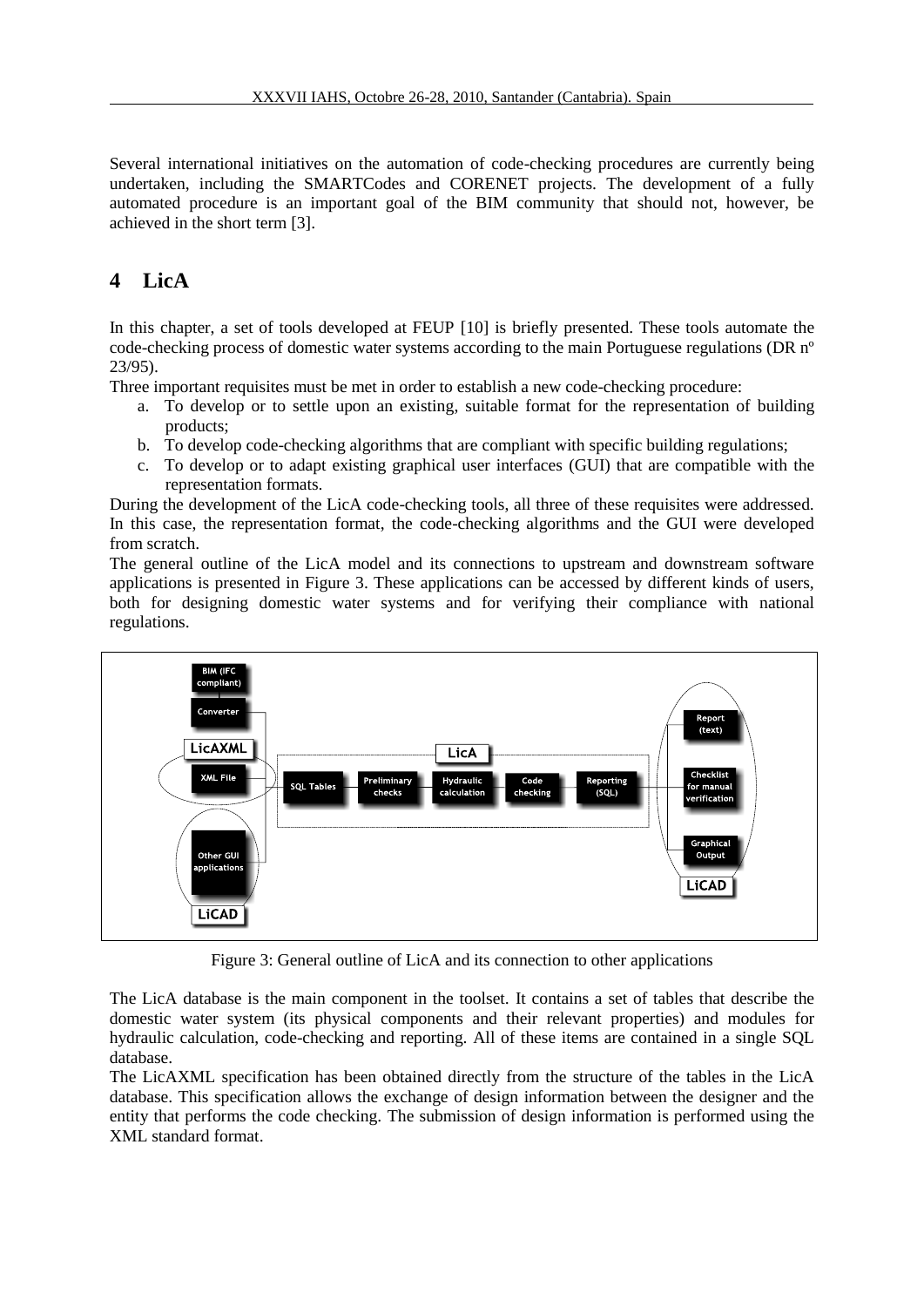Several international initiatives on the automation of code-checking procedures are currently being undertaken, including the SMARTCodes and CORENET projects. The development of a fully automated procedure is an important goal of the BIM community that should not, however, be achieved in the short term [3].

# 4 LicA

In this chapter, a set of tools developed at FEUP [10] is briefly presented. These tools automate the code-checking process of domestic water systems according to the main Portuguese regulations (DR nº 23/95).

Three important requisites must be met in order to establish a new code-checking procedure:

a. To develop or to settle upon an existing, suitable format for the representation of building products;
b. To develop code-checking algorithms that are compliant with specific building regulations;
c. To develop or to adapt existing graphical user interfaces (GUI) that are compatible with the representation formats.

During the development of the LicA code-checking tools, all three of these requisites were addressed. In this case, the representation format, the code-checking algorithms and the GUI were developed from scratch.

The general outline of the LicA model and its connections to upstream and downstream software applications is presented in Figure 3. These applications can be accessed by different kinds of users, both for designing domestic water systems and for verifying their compliance with national regulations.

Figure 3: General outline of LicA and its connection to other applications

The LicA database is the main component in the toolset. It contains a set of tables that describe the domestic water system (its physical components and their relevant properties) and modules for hydraulic calculation, code-checking and reporting. All of these items are contained in a single SQL database.

The LicAXML specification has been obtained directly from the structure of the tables in the LicA database. This specification allows the exchange of design information between the designer and the entity that performs the code checking. The submission of design information is performed using the XML standard format.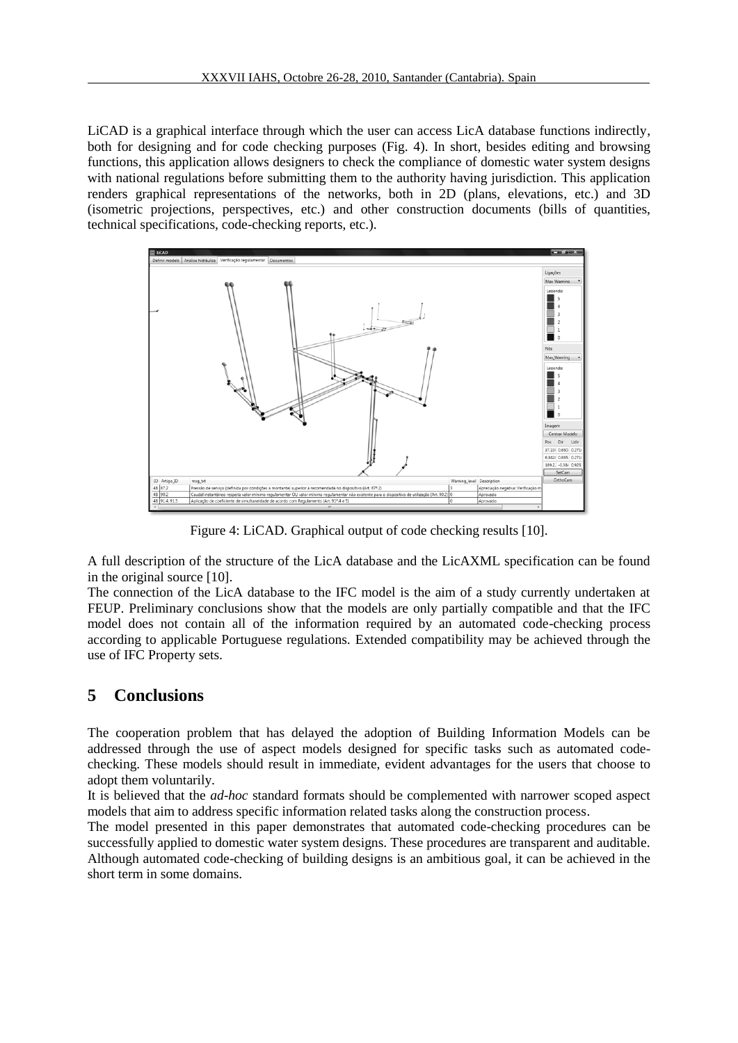LiCAD is a graphical interface through which the user can access LicA database functions indirectly, both for designing and for code checking purposes (Fig. 4). In short, besides editing and browsing functions, this application allows designers to check the compliance of domestic water system designs with national regulations before submitting them to the authority having jurisdiction. This application renders graphical representations of the networks, both in 2D (plans, elevations, etc.) and 3D (isometric projections, perspectives, etc.) and other construction documents (bills of quantities, technical specifications, code-checking reports, etc.).

Figure 4: LiCAD. Graphical output of code checking results [10].

A full description of the structure of the LicA database and the LicAXML specification can be found in the original source [10].

The connection of the LicA database to the IFC model is the aim of a study currently undertaken at FEUP. Preliminary conclusions show that the models are only partially compatible and that the IFC model does not contain all of the information required by an automated code-checking process according to applicable Portuguese regulations. Extended compatibility may be achieved through the use of IFC Property sets.

## 5 Conclusions

The cooperation problem that has delayed the adoption of Building Information Models can be addressed through the use of aspect models designed for specific tasks such as automated code-checking. These models should result in immediate, evident advantages for the users that choose to adopt them voluntarily.

It is believed that the *ad-hoc* standard formats should be complemented with narrower scoped aspect models that aim to address specific information related tasks along the construction process.

The model presented in this paper demonstrates that automated code-checking procedures can be successfully applied to domestic water system designs. These procedures are transparent and auditable. Although automated code-checking of building designs is an ambitious goal, it can be achieved in the short term in some domains.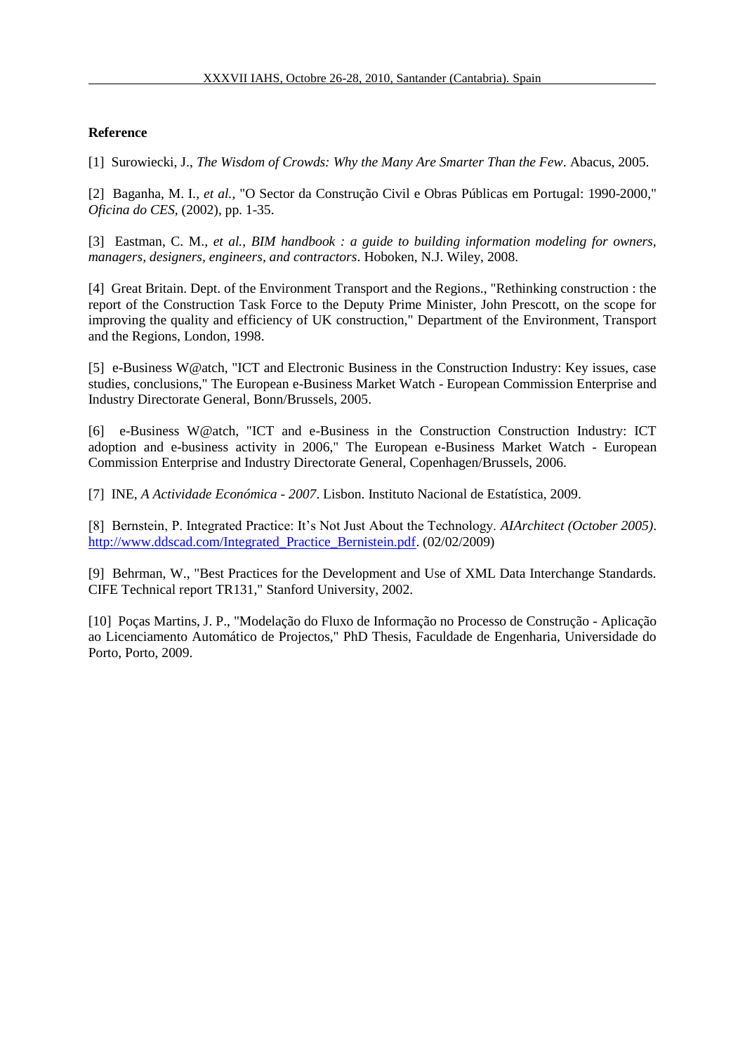## Reference

[1] Surowiecki, J., *The Wisdom of Crowds: Why the Many Are Smarter Than the Few*. Abacus, 2005.

[2] Baganha, M. I., *et al.*, "O Sector da Construção Civil e Obras Públicas em Portugal: 1990-2000," *Oficina do CES*, (2002), pp. 1-35.

[3] Eastman, C. M., *et al.*, *BIM handbook : a guide to building information modeling for owners, managers, designers, engineers, and contractors*. Hoboken, N.J. Wiley, 2008.

[4] Great Britain. Dept. of the Environment Transport and the Regions., "Rethinking construction : the report of the Construction Task Force to the Deputy Prime Minister, John Prescott, on the scope for improving the quality and efficiency of UK construction," Department of the Environment, Transport and the Regions, London, 1998.

[5] e-Business W@atch, "ICT and Electronic Business in the Construction Industry: Key issues, case studies, conclusions," The European e-Business Market Watch - European Commission Enterprise and Industry Directorate General, Bonn/Brussels, 2005.

[6] e-Business W@atch, "ICT and e-Business in the Construction Construction Industry: ICT adoption and e-business activity in 2006," The European e-Business Market Watch - European Commission Enterprise and Industry Directorate General, Copenhagen/Brussels, 2006.

[7] INE, *A Actividade Económica - 2007*. Lisbon. Instituto Nacional de Estatística, 2009.

[8] Bernstein, P. Integrated Practice: It's Not Just About the Technology. *AIArchitect (October 2005)*. http://www.ddscad.com/Integrated_Practice_Bernistein.pdf. (02/02/2009)

[9] Behrman, W., "Best Practices for the Development and Use of XML Data Interchange Standards. CIFE Technical report TR131," Stanford University, 2002.

[10] Poças Martins, J. P., "Modelação do Fluxo de Informação no Processo de Construção - Aplicação ao Licenciamento Automático de Projectos," PhD Thesis, Faculdade de Engenharia, Universidade do Porto, Porto, 2009.